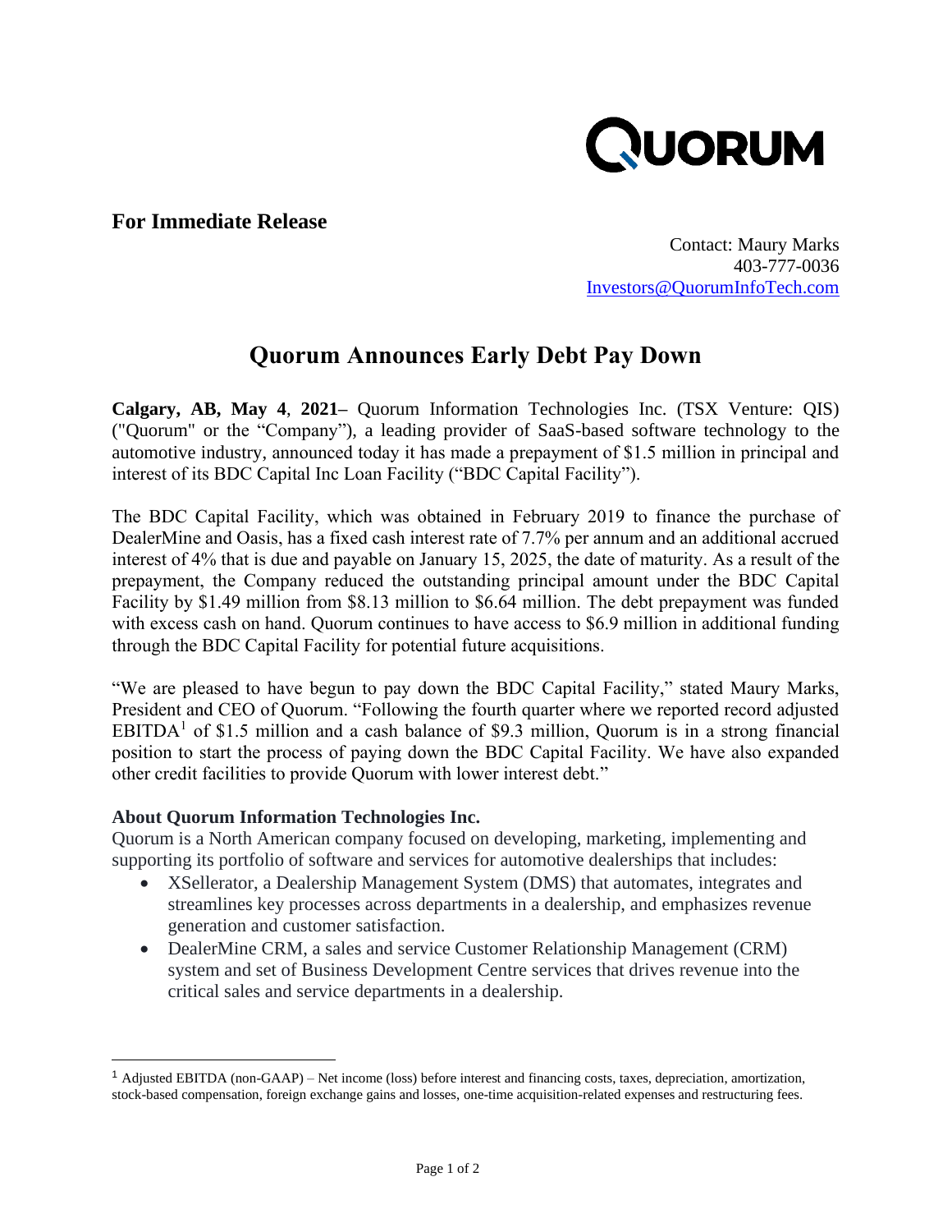QUORUM

**For Immediate Release**

Contact: Maury Marks
403-777-0036
Investors@QuorumInfoTech.com

# Quorum Announces Early Debt Pay Down

**Calgary, AB, May 4, 2021–** Quorum Information Technologies Inc. (TSX Venture: QIS) ("Quorum" or the "Company"), a leading provider of SaaS-based software technology to the automotive industry, announced today it has made a prepayment of $1.5 million in principal and interest of its BDC Capital Inc Loan Facility ("BDC Capital Facility").

The BDC Capital Facility, which was obtained in February 2019 to finance the purchase of DealerMine and Oasis, has a fixed cash interest rate of 7.7% per annum and an additional accrued interest of 4% that is due and payable on January 15, 2025, the date of maturity. As a result of the prepayment, the Company reduced the outstanding principal amount under the BDC Capital Facility by $1.49 million from $8.13 million to $6.64 million. The debt prepayment was funded with excess cash on hand. Quorum continues to have access to $6.9 million in additional funding through the BDC Capital Facility for potential future acquisitions.

"We are pleased to have begun to pay down the BDC Capital Facility," stated Maury Marks, President and CEO of Quorum. "Following the fourth quarter where we reported record adjusted EBITDA[1] of $1.5 million and a cash balance of $9.3 million, Quorum is in a strong financial position to start the process of paying down the BDC Capital Facility. We have also expanded other credit facilities to provide Quorum with lower interest debt."

### About Quorum Information Technologies Inc.

Quorum is a North American company focused on developing, marketing, implementing and supporting its portfolio of software and services for automotive dealerships that includes:

- XSellerator, a Dealership Management System (DMS) that automates, integrates and streamlines key processes across departments in a dealership, and emphasizes revenue generation and customer satisfaction.
- DealerMine CRM, a sales and service Customer Relationship Management (CRM) system and set of Business Development Centre services that drives revenue into the critical sales and service departments in a dealership.

[1] Adjusted EBITDA (non-GAAP) – Net income (loss) before interest and financing costs, taxes, depreciation, amortization, stock-based compensation, foreign exchange gains and losses, one-time acquisition-related expenses and restructuring fees.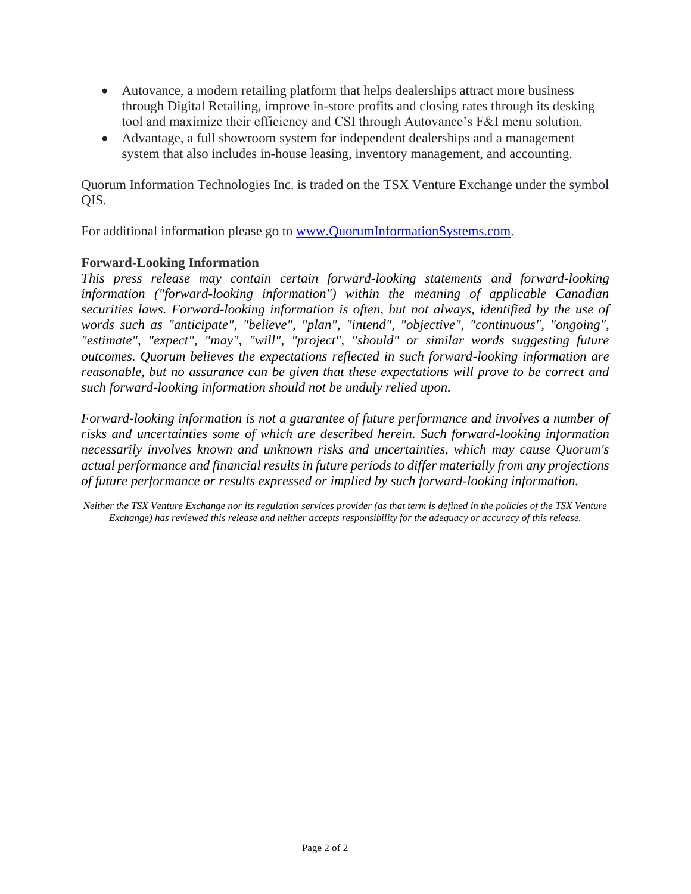- Autovance, a modern retailing platform that helps dealerships attract more business through Digital Retailing, improve in-store profits and closing rates through its desking tool and maximize their efficiency and CSI through Autovance's F&I menu solution.
- Advantage, a full showroom system for independent dealerships and a management system that also includes in-house leasing, inventory management, and accounting.

Quorum Information Technologies Inc. is traded on the TSX Venture Exchange under the symbol QIS.

For additional information please go to [www.QuorumInformationSystems.com](http://www.QuorumInformationSystems.com).

**Forward-Looking Information**

*This press release may contain certain forward-looking statements and forward-looking information ("forward-looking information") within the meaning of applicable Canadian securities laws. Forward-looking information is often, but not always, identified by the use of words such as "anticipate", "believe", "plan", "intend", "objective", "continuous", "ongoing", "estimate", "expect", "may", "will", "project", "should" or similar words suggesting future outcomes. Quorum believes the expectations reflected in such forward-looking information are reasonable, but no assurance can be given that these expectations will prove to be correct and such forward-looking information should not be unduly relied upon.*

*Forward-looking information is not a guarantee of future performance and involves a number of risks and uncertainties some of which are described herein. Such forward-looking information necessarily involves known and unknown risks and uncertainties, which may cause Quorum's actual performance and financial results in future periods to differ materially from any projections of future performance or results expressed or implied by such forward-looking information.*

*Neither the TSX Venture Exchange nor its regulation services provider (as that term is defined in the policies of the TSX Venture Exchange) has reviewed this release and neither accepts responsibility for the adequacy or accuracy of this release.*